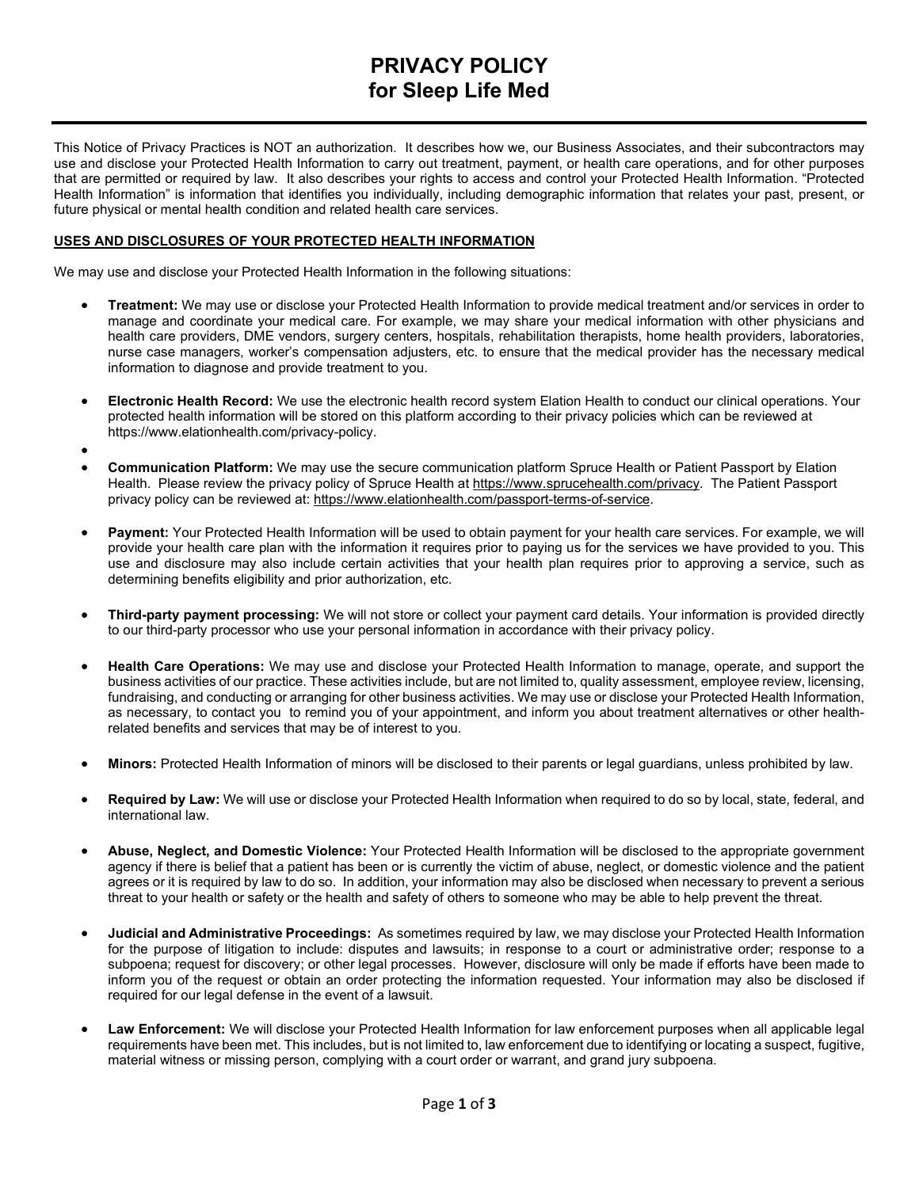# PRIVACY POLICY
# for Sleep Life Med

This Notice of Privacy Practices is NOT an authorization. It describes how we, our Business Associates, and their subcontractors may use and disclose your Protected Health Information to carry out treatment, payment, or health care operations, and for other purposes that are permitted or required by law. It also describes your rights to access and control your Protected Health Information. "Protected Health Information" is information that identifies you individually, including demographic information that relates your past, present, or future physical or mental health condition and related health care services.

## USES AND DISCLOSURES OF YOUR PROTECTED HEALTH INFORMATION

We may use and disclose your Protected Health Information in the following situations:

- **Treatment:** We may use or disclose your Protected Health Information to provide medical treatment and/or services in order to manage and coordinate your medical care. For example, we may share your medical information with other physicians and health care providers, DME vendors, surgery centers, hospitals, rehabilitation therapists, home health providers, laboratories, nurse case managers, worker's compensation adjusters, etc. to ensure that the medical provider has the necessary medical information to diagnose and provide treatment to you.
- **Electronic Health Record:** We use the electronic health record system Elation Health to conduct our clinical operations. Your protected health information will be stored on this platform according to their privacy policies which can be reviewed at https://www.elationhealth.com/privacy-policy.
- **Communication Platform:** We may use the secure communication platform Spruce Health or Patient Passport by Elation Health. Please review the privacy policy of Spruce Health at https://www.sprucehealth.com/privacy. The Patient Passport privacy policy can be reviewed at: https://www.elationhealth.com/passport-terms-of-service.
- **Payment:** Your Protected Health Information will be used to obtain payment for your health care services. For example, we will provide your health care plan with the information it requires prior to paying us for the services we have provided to you. This use and disclosure may also include certain activities that your health plan requires prior to approving a service, such as determining benefits eligibility and prior authorization, etc.
- **Third-party payment processing:** We will not store or collect your payment card details. Your information is provided directly to our third-party processor who use your personal information in accordance with their privacy policy.
- **Health Care Operations:** We may use and disclose your Protected Health Information to manage, operate, and support the business activities of our practice. These activities include, but are not limited to, quality assessment, employee review, licensing, fundraising, and conducting or arranging for other business activities. We may use or disclose your Protected Health Information, as necessary, to contact you to remind you of your appointment, and inform you about treatment alternatives or other health-related benefits and services that may be of interest to you.
- **Minors:** Protected Health Information of minors will be disclosed to their parents or legal guardians, unless prohibited by law.
- **Required by Law:** We will use or disclose your Protected Health Information when required to do so by local, state, federal, and international law.
- **Abuse, Neglect, and Domestic Violence:** Your Protected Health Information will be disclosed to the appropriate government agency if there is belief that a patient has been or is currently the victim of abuse, neglect, or domestic violence and the patient agrees or it is required by law to do so. In addition, your information may also be disclosed when necessary to prevent a serious threat to your health or safety or the health and safety of others to someone who may be able to help prevent the threat.
- **Judicial and Administrative Proceedings:** As sometimes required by law, we may disclose your Protected Health Information for the purpose of litigation to include: disputes and lawsuits; in response to a court or administrative order; response to a subpoena; request for discovery; or other legal processes. However, disclosure will only be made if efforts have been made to inform you of the request or obtain an order protecting the information requested. Your information may also be disclosed if required for our legal defense in the event of a lawsuit.
- **Law Enforcement:** We will disclose your Protected Health Information for law enforcement purposes when all applicable legal requirements have been met. This includes, but is not limited to, law enforcement due to identifying or locating a suspect, fugitive, material witness or missing person, complying with a court order or warrant, and grand jury subpoena.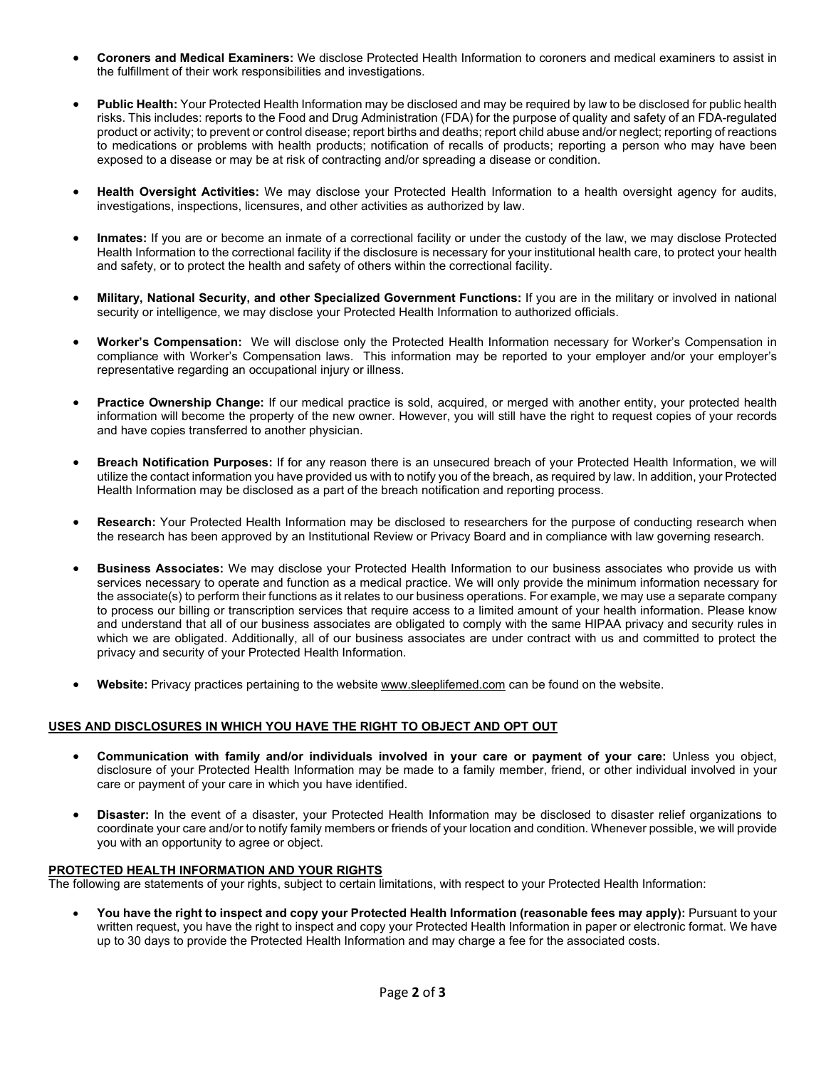- **Coroners and Medical Examiners:** We disclose Protected Health Information to coroners and medical examiners to assist in the fulfillment of their work responsibilities and investigations.

- **Public Health:** Your Protected Health Information may be disclosed and may be required by law to be disclosed for public health risks. This includes: reports to the Food and Drug Administration (FDA) for the purpose of quality and safety of an FDA-regulated product or activity; to prevent or control disease; report births and deaths; report child abuse and/or neglect; reporting of reactions to medications or problems with health products; notification of recalls of products; reporting a person who may have been exposed to a disease or may be at risk of contracting and/or spreading a disease or condition.

- **Health Oversight Activities:** We may disclose your Protected Health Information to a health oversight agency for audits, investigations, inspections, licensures, and other activities as authorized by law.

- **Inmates:** If you are or become an inmate of a correctional facility or under the custody of the law, we may disclose Protected Health Information to the correctional facility if the disclosure is necessary for your institutional health care, to protect your health and safety, or to protect the health and safety of others within the correctional facility.

- **Military, National Security, and other Specialized Government Functions:** If you are in the military or involved in national security or intelligence, we may disclose your Protected Health Information to authorized officials.

- **Worker's Compensation:** We will disclose only the Protected Health Information necessary for Worker's Compensation in compliance with Worker's Compensation laws. This information may be reported to your employer and/or your employer's representative regarding an occupational injury or illness.

- **Practice Ownership Change:** If our medical practice is sold, acquired, or merged with another entity, your protected health information will become the property of the new owner. However, you will still have the right to request copies of your records and have copies transferred to another physician.

- **Breach Notification Purposes:** If for any reason there is an unsecured breach of your Protected Health Information, we will utilize the contact information you have provided us with to notify you of the breach, as required by law. In addition, your Protected Health Information may be disclosed as a part of the breach notification and reporting process.

- **Research:** Your Protected Health Information may be disclosed to researchers for the purpose of conducting research when the research has been approved by an Institutional Review or Privacy Board and in compliance with law governing research.

- **Business Associates:** We may disclose your Protected Health Information to our business associates who provide us with services necessary to operate and function as a medical practice. We will only provide the minimum information necessary for the associate(s) to perform their functions as it relates to our business operations. For example, we may use a separate company to process our billing or transcription services that require access to a limited amount of your health information. Please know and understand that all of our business associates are obligated to comply with the same HIPAA privacy and security rules in which we are obligated. Additionally, all of our business associates are under contract with us and committed to protect the privacy and security of your Protected Health Information.

- **Website:** Privacy practices pertaining to the website www.sleeplifemed.com can be found on the website.

**<u>USES AND DISCLOSURES IN WHICH YOU HAVE THE RIGHT TO OBJECT AND OPT OUT</u>**

- **Communication with family and/or individuals involved in your care or payment of your care:** Unless you object, disclosure of your Protected Health Information may be made to a family member, friend, or other individual involved in your care or payment of your care in which you have identified.

- **Disaster:** In the event of a disaster, your Protected Health Information may be disclosed to disaster relief organizations to coordinate your care and/or to notify family members or friends of your location and condition. Whenever possible, we will provide you with an opportunity to agree or object.

**<u>PROTECTED HEALTH INFORMATION AND YOUR RIGHTS</u>**

The following are statements of your rights, subject to certain limitations, with respect to your Protected Health Information:

- **You have the right to inspect and copy your Protected Health Information (reasonable fees may apply):** Pursuant to your written request, you have the right to inspect and copy your Protected Health Information in paper or electronic format. We have up to 30 days to provide the Protected Health Information and may charge a fee for the associated costs.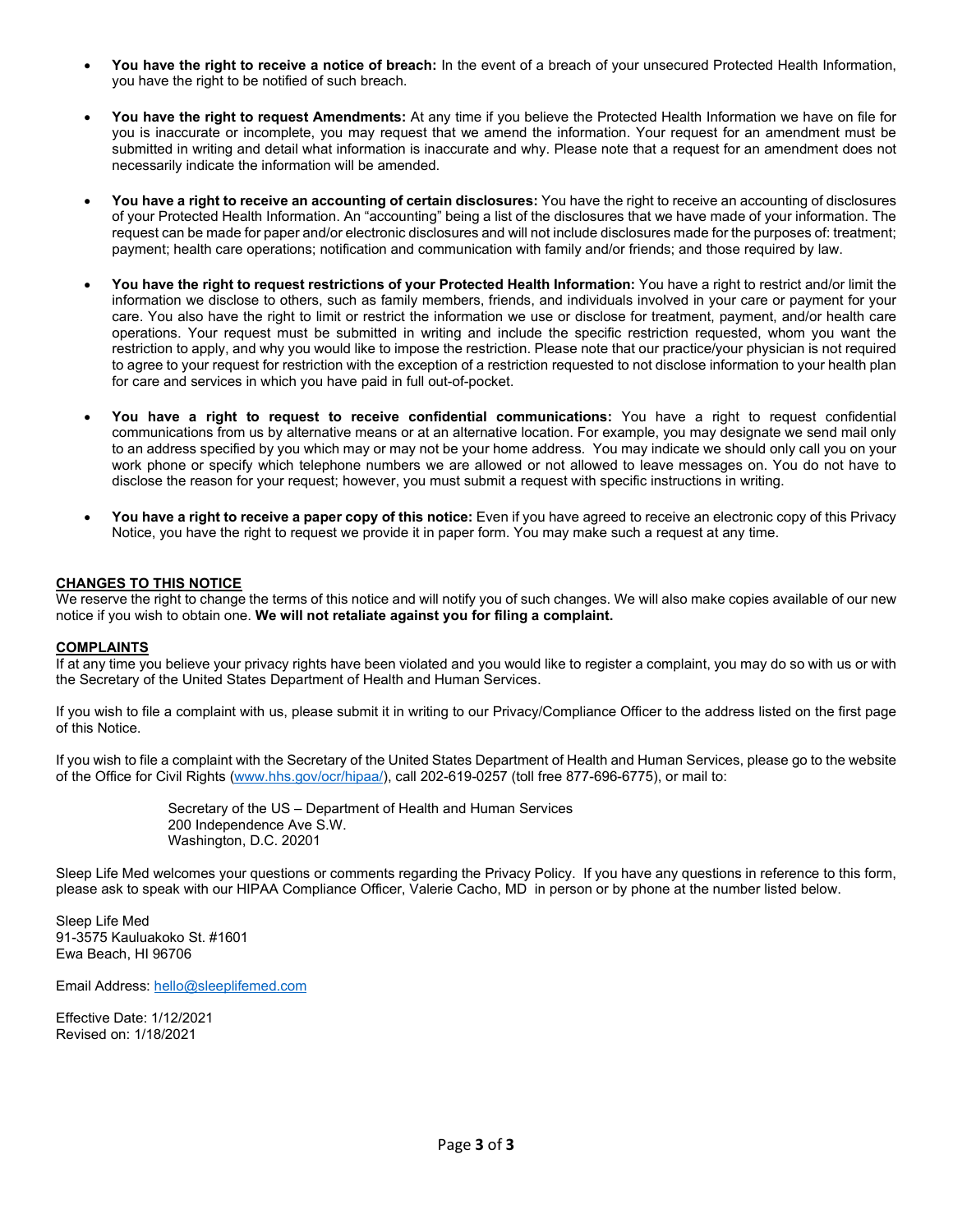- **You have the right to receive a notice of breach:** In the event of a breach of your unsecured Protected Health Information, you have the right to be notified of such breach.

- **You have the right to request Amendments:** At any time if you believe the Protected Health Information we have on file for you is inaccurate or incomplete, you may request that we amend the information. Your request for an amendment must be submitted in writing and detail what information is inaccurate and why. Please note that a request for an amendment does not necessarily indicate the information will be amended.

- **You have a right to receive an accounting of certain disclosures:** You have the right to receive an accounting of disclosures of your Protected Health Information. An "accounting" being a list of the disclosures that we have made of your information. The request can be made for paper and/or electronic disclosures and will not include disclosures made for the purposes of: treatment; payment; health care operations; notification and communication with family and/or friends; and those required by law.

- **You have the right to request restrictions of your Protected Health Information:** You have a right to restrict and/or limit the information we disclose to others, such as family members, friends, and individuals involved in your care or payment for your care. You also have the right to limit or restrict the information we use or disclose for treatment, payment, and/or health care operations. Your request must be submitted in writing and include the specific restriction requested, whom you want the restriction to apply, and why you would like to impose the restriction. Please note that our practice/your physician is not required to agree to your request for restriction with the exception of a restriction requested to not disclose information to your health plan for care and services in which you have paid in full out-of-pocket.

- **You have a right to request to receive confidential communications:** You have a right to request confidential communications from us by alternative means or at an alternative location. For example, you may designate we send mail only to an address specified by you which may or may not be your home address. You may indicate we should only call you on your work phone or specify which telephone numbers we are allowed or not allowed to leave messages on. You do not have to disclose the reason for your request; however, you must submit a request with specific instructions in writing.

- **You have a right to receive a paper copy of this notice:** Even if you have agreed to receive an electronic copy of this Privacy Notice, you have the right to request we provide it in paper form. You may make such a request at any time.

## CHANGES TO THIS NOTICE

We reserve the right to change the terms of this notice and will notify you of such changes. We will also make copies available of our new notice if you wish to obtain one. **We will not retaliate against you for filing a complaint.**

## COMPLAINTS

If at any time you believe your privacy rights have been violated and you would like to register a complaint, you may do so with us or with the Secretary of the United States Department of Health and Human Services.

If you wish to file a complaint with us, please submit it in writing to our Privacy/Compliance Officer to the address listed on the first page of this Notice.

If you wish to file a complaint with the Secretary of the United States Department of Health and Human Services, please go to the website of the Office for Civil Rights (www.hhs.gov/ocr/hipaa/), call 202-619-0257 (toll free 877-696-6775), or mail to:

Secretary of the US – Department of Health and Human Services
200 Independence Ave S.W.
Washington, D.C. 20201

Sleep Life Med welcomes your questions or comments regarding the Privacy Policy. If you have any questions in reference to this form, please ask to speak with our HIPAA Compliance Officer, Valerie Cacho, MD in person or by phone at the number listed below.

Sleep Life Med
91-3575 Kauluakoko St. #1601
Ewa Beach, HI 96706

Email Address: hello@sleeplifemed.com

Effective Date: 1/12/2021
Revised on: 1/18/2021